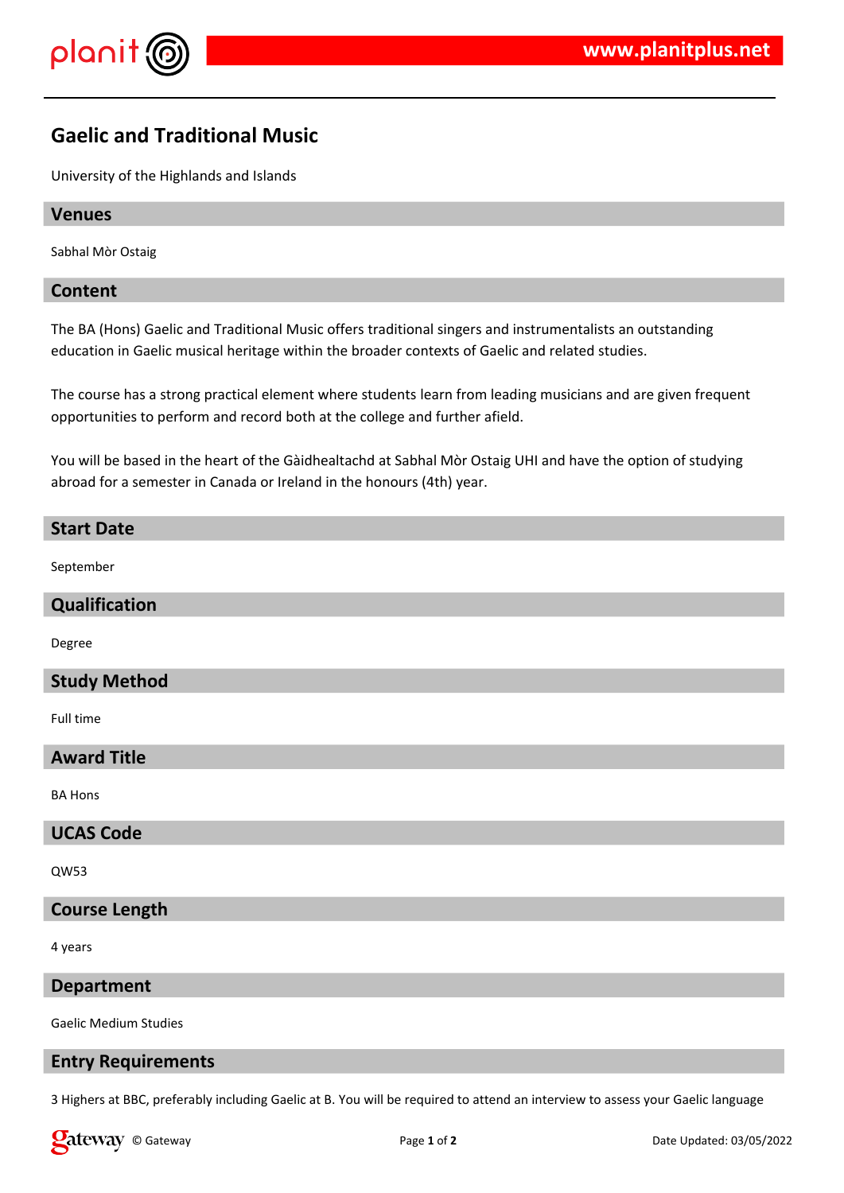# Gaelic and Traditional Music

University of the Highlands and Islands

## Venues

Sabhal Mòr Ostaig

## Content

The BA (Hons) Gaelic and Traditional Music offers traditional singers and instrumentalists an outstanding education in Gaelic musical heritage within the broader contexts of Gaelic and related studies.

The course has a strong practical element where students learn from leading musicians and are given frequent opportunities to perform and record both at the college and further afield.

You will be based in the heart of the Gàidhealtachd at Sabhal Mòr Ostaig UHI and have the option of studying abroad for a semester in Canada or Ireland in the honours (4th) year.

## Start Date

September

## Qualification

Degree

## Study Method

Full time

## Award Title

BA Hons

## UCAS Code

QW53

## Course Length

4 years

## Department

Gaelic Medium Studies

## Entry Requirements

3 Highers at BBC, preferably including Gaelic at B. You will be required to attend an interview to assess your Gaelic language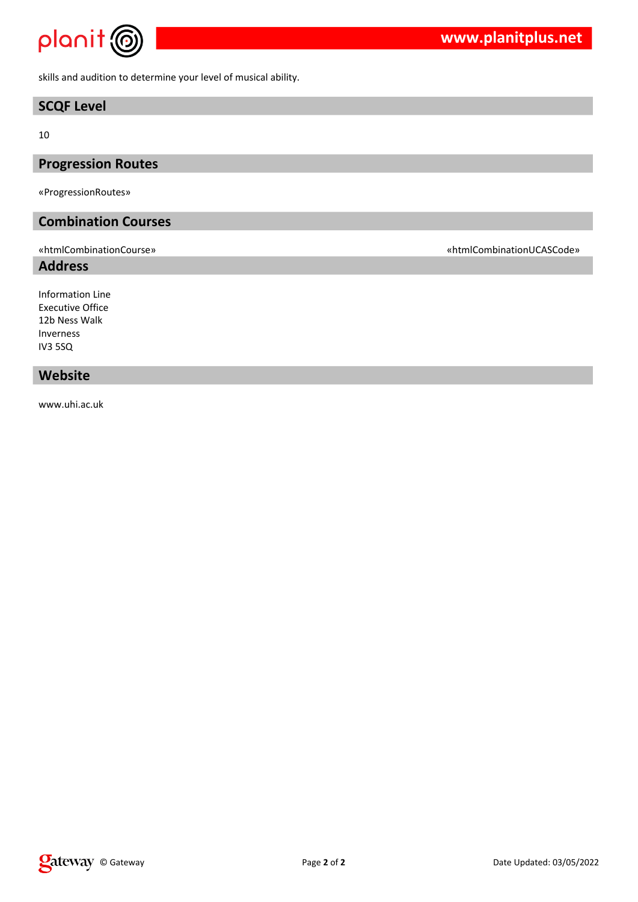skills and audition to determine your level of musical ability.

## SCQF Level

10

## Progression Routes

«ProgressionRoutes»

## Combination Courses

«htmlCombinationCourse» «htmlCombinationUCASCode»

## Address

Information Line
Executive Office
12b Ness Walk
Inverness
IV3 5SQ

## Website

www.uhi.ac.uk